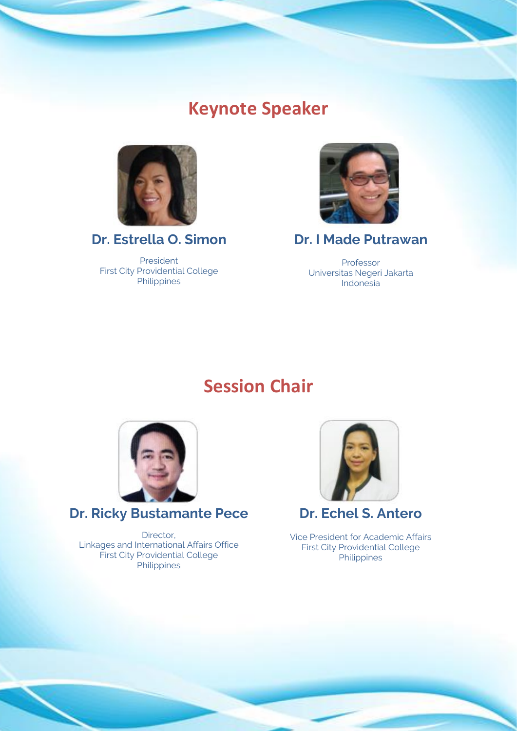## Keynote Speaker

### Dr. Estrella O. Simon

President
First City Providential College
Philippines

### Dr. I Made Putrawan

Professor
Universitas Negeri Jakarta
Indonesia

## Session Chair

### Dr. Ricky Bustamante Pece

Director,
Linkages and International Affairs Office
First City Providential College
Philippines

### Dr. Echel S. Antero

Vice President for Academic Affairs
First City Providential College
Philippines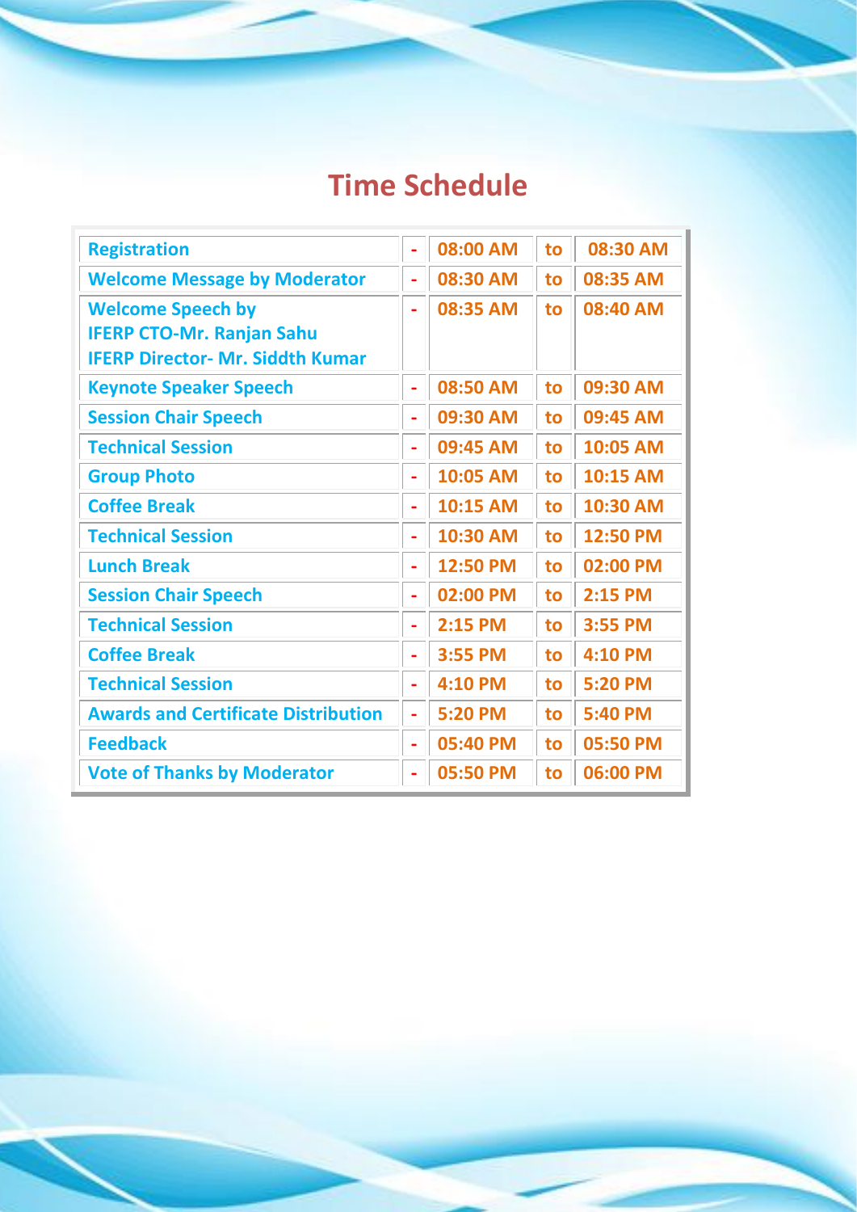# Time Schedule

| | | | | |
|---|---|---|---|---|
| Registration | - | 08:00 AM | to | 08:30 AM |
| Welcome Message by Moderator | - | 08:30 AM | to | 08:35 AM |
| Welcome Speech by<br>IFERP CTO-Mr. Ranjan Sahu<br>IFERP Director- Mr. Siddth Kumar | - | 08:35 AM | to | 08:40 AM |
| Keynote Speaker Speech | - | 08:50 AM | to | 09:30 AM |
| Session Chair Speech | - | 09:30 AM | to | 09:45 AM |
| Technical Session | - | 09:45 AM | to | 10:05 AM |
| Group Photo | - | 10:05 AM | to | 10:15 AM |
| Coffee Break | - | 10:15 AM | to | 10:30 AM |
| Technical Session | - | 10:30 AM | to | 12:50 PM |
| Lunch Break | - | 12:50 PM | to | 02:00 PM |
| Session Chair Speech | - | 02:00 PM | to | 2:15 PM |
| Technical Session | - | 2:15 PM | to | 3:55 PM |
| Coffee Break | - | 3:55 PM | to | 4:10 PM |
| Technical Session | - | 4:10 PM | to | 5:20 PM |
| Awards and Certificate Distribution | - | 5:20 PM | to | 5:40 PM |
| Feedback | - | 05:40 PM | to | 05:50 PM |
| Vote of Thanks by Moderator | - | 05:50 PM | to | 06:00 PM |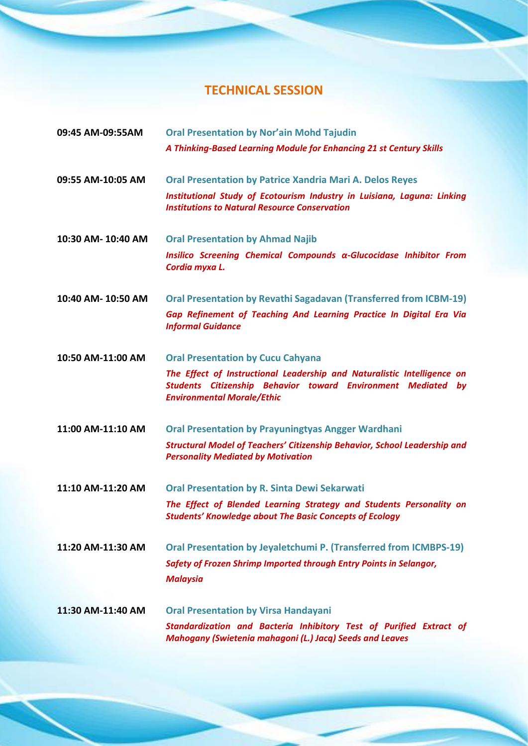## TECHNICAL SESSION

**09:45 AM-09:55AM** **Oral Presentation by Nor'ain Mohd Tajudin**
*A Thinking-Based Learning Module for Enhancing 21 st Century Skills*

**09:55 AM-10:05 AM** **Oral Presentation by Patrice Xandria Mari A. Delos Reyes**
*Institutional Study of Ecotourism Industry in Luisiana, Laguna: Linking Institutions to Natural Resource Conservation*

**10:30 AM- 10:40 AM** **Oral Presentation by Ahmad Najib**
*Insilico Screening Chemical Compounds α-Glucocidase Inhibitor From Cordia myxa L.*

**10:40 AM- 10:50 AM** **Oral Presentation by Revathi Sagadavan (Transferred from ICBM-19)**
*Gap Refinement of Teaching And Learning Practice In Digital Era Via Informal Guidance*

**10:50 AM-11:00 AM** **Oral Presentation by Cucu Cahyana**
*The Effect of Instructional Leadership and Naturalistic Intelligence on Students Citizenship Behavior toward Environment Mediated by Environmental Morale/Ethic*

**11:00 AM-11:10 AM** **Oral Presentation by Prayuningtyas Angger Wardhani**
*Structural Model of Teachers' Citizenship Behavior, School Leadership and Personality Mediated by Motivation*

**11:10 AM-11:20 AM** **Oral Presentation by R. Sinta Dewi Sekarwati**
*The Effect of Blended Learning Strategy and Students Personality on Students' Knowledge about The Basic Concepts of Ecology*

**11:20 AM-11:30 AM** **Oral Presentation by Jeyaletchumi P. (Transferred from ICMBPS-19)**
*Safety of Frozen Shrimp Imported through Entry Points in Selangor, Malaysia*

**11:30 AM-11:40 AM** **Oral Presentation by Virsa Handayani**
*Standardization and Bacteria Inhibitory Test of Purified Extract of Mahogany (Swietenia mahagoni (L.) Jacq) Seeds and Leaves*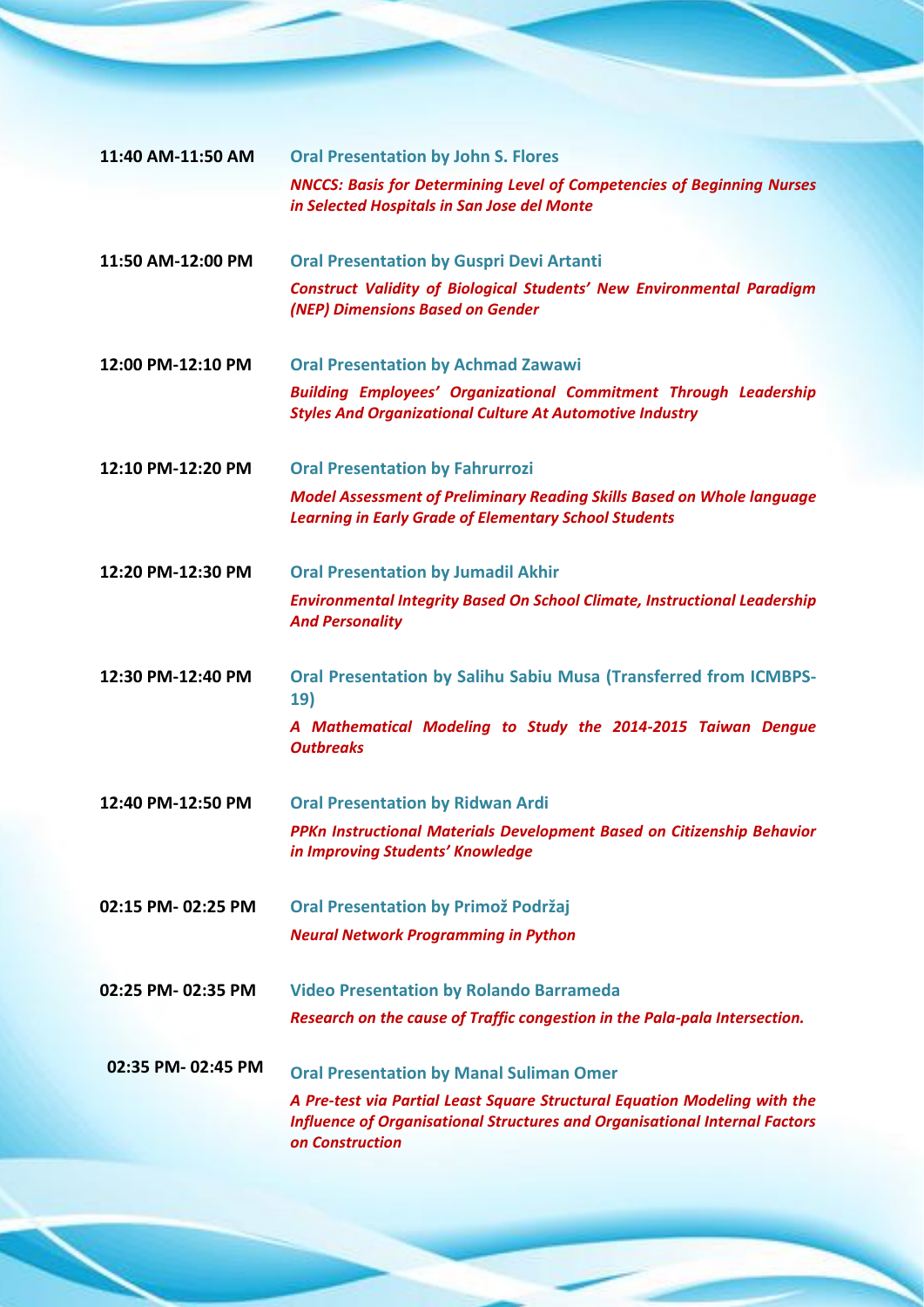| | |
|---|---|
| 11:40 AM-11:50 AM | **Oral Presentation by John S. Flores**<br>***NNCCS: Basis for Determining Level of Competencies of Beginning Nurses in Selected Hospitals in San Jose del Monte*** |
| 11:50 AM-12:00 PM | **Oral Presentation by Guspri Devi Artanti**<br>***Construct Validity of Biological Students' New Environmental Paradigm (NEP) Dimensions Based on Gender*** |
| 12:00 PM-12:10 PM | **Oral Presentation by Achmad Zawawi**<br>***Building Employees' Organizational Commitment Through Leadership Styles And Organizational Culture At Automotive Industry*** |
| 12:10 PM-12:20 PM | **Oral Presentation by Fahrurrozi**<br>***Model Assessment of Preliminary Reading Skills Based on Whole language Learning in Early Grade of Elementary School Students*** |
| 12:20 PM-12:30 PM | **Oral Presentation by Jumadil Akhir**<br>***Environmental Integrity Based On School Climate, Instructional Leadership And Personality*** |
| 12:30 PM-12:40 PM | **Oral Presentation by Salihu Sabiu Musa (Transferred from ICMBPS-19)**<br>***A Mathematical Modeling to Study the 2014-2015 Taiwan Dengue Outbreaks*** |
| 12:40 PM-12:50 PM | **Oral Presentation by Ridwan Ardi**<br>***PPKn Instructional Materials Development Based on Citizenship Behavior in Improving Students' Knowledge*** |
| 02:15 PM- 02:25 PM | **Oral Presentation by Primož Podržaj**<br>***Neural Network Programming in Python*** |
| 02:25 PM- 02:35 PM | **Video Presentation by Rolando Barrameda**<br>***Research on the cause of Traffic congestion in the Pala-pala Intersection.*** |
| 02:35 PM- 02:45 PM | **Oral Presentation by Manal Suliman Omer**<br>***A Pre-test via Partial Least Square Structural Equation Modeling with the Influence of Organisational Structures and Organisational Internal Factors on Construction*** |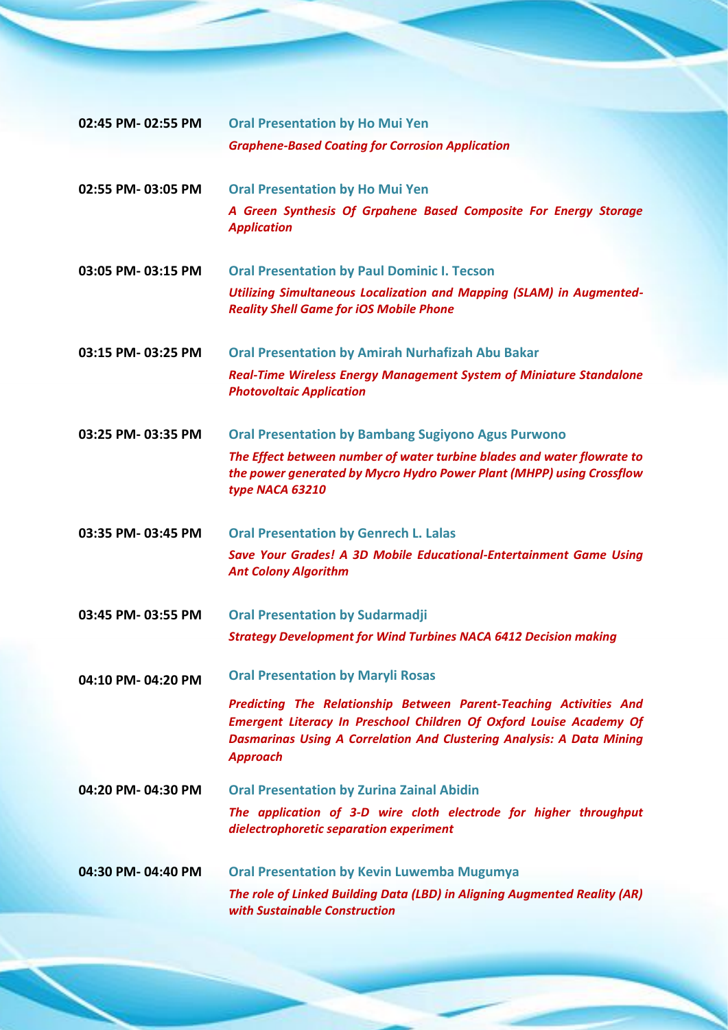| | |
|---|---|
| **02:45 PM- 02:55 PM** | **Oral Presentation by Ho Mui Yen**<br>***Graphene-Based Coating for Corrosion Application*** |
| **02:55 PM- 03:05 PM** | **Oral Presentation by Ho Mui Yen**<br>***A Green Synthesis Of Grpahene Based Composite For Energy Storage Application*** |
| **03:05 PM- 03:15 PM** | **Oral Presentation by Paul Dominic I. Tecson**<br>***Utilizing Simultaneous Localization and Mapping (SLAM) in Augmented-Reality Shell Game for iOS Mobile Phone*** |
| **03:15 PM- 03:25 PM** | **Oral Presentation by Amirah Nurhafizah Abu Bakar**<br>***Real-Time Wireless Energy Management System of Miniature Standalone Photovoltaic Application*** |
| **03:25 PM- 03:35 PM** | **Oral Presentation by Bambang Sugiyono Agus Purwono**<br>***The Effect between number of water turbine blades and water flowrate to the power generated by Mycro Hydro Power Plant (MHPP) using Crossflow type NACA 63210*** |
| **03:35 PM- 03:45 PM** | **Oral Presentation by Genrech L. Lalas**<br>***Save Your Grades! A 3D Mobile Educational-Entertainment Game Using Ant Colony Algorithm*** |
| **03:45 PM- 03:55 PM** | **Oral Presentation by Sudarmadji**<br>***Strategy Development for Wind Turbines NACA 6412 Decision making*** |
| **04:10 PM- 04:20 PM** | **Oral Presentation by Maryli Rosas**<br>***Predicting The Relationship Between Parent-Teaching Activities And Emergent Literacy In Preschool Children Of Oxford Louise Academy Of Dasmarinas Using A Correlation And Clustering Analysis: A Data Mining Approach*** |
| **04:20 PM- 04:30 PM** | **Oral Presentation by Zurina Zainal Abidin**<br>***The application of 3-D wire cloth electrode for higher throughput dielectrophoretic separation experiment*** |
| **04:30 PM- 04:40 PM** | **Oral Presentation by Kevin Luwemba Mugumya**<br>***The role of Linked Building Data (LBD) in Aligning Augmented Reality (AR) with Sustainable Construction*** |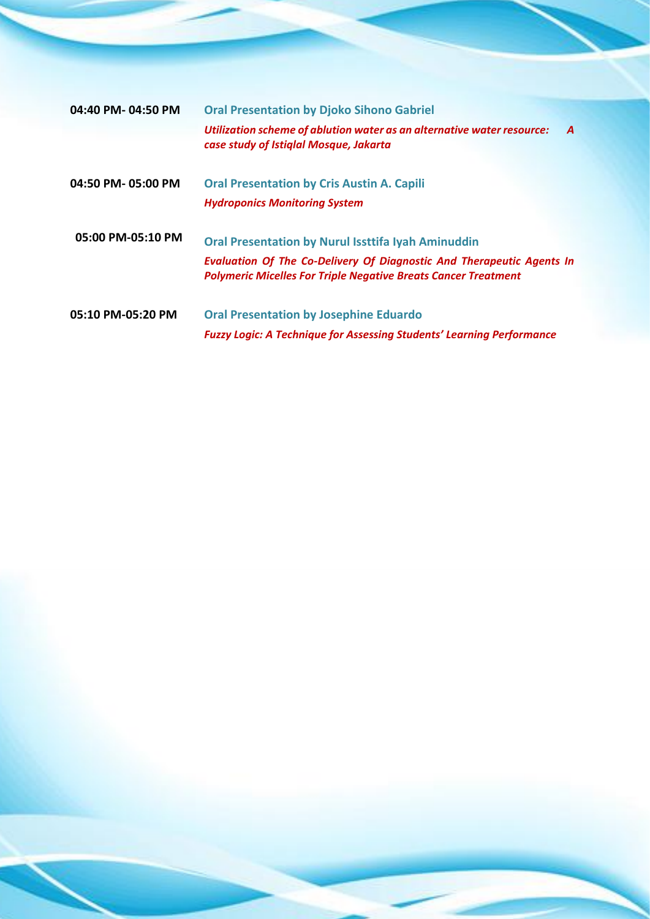| | |
|---|---|
| **04:40 PM- 04:50 PM** | **Oral Presentation by Djoko Sihono Gabriel**<br>***Utilization scheme of ablution water as an alternative water resource: A case study of Istiqlal Mosque, Jakarta*** |
| **04:50 PM- 05:00 PM** | **Oral Presentation by Cris Austin A. Capili**<br>***Hydroponics Monitoring System*** |
| **05:00 PM-05:10 PM** | **Oral Presentation by Nurul Issttifa Iyah Aminuddin**<br>***Evaluation Of The Co-Delivery Of Diagnostic And Therapeutic Agents In Polymeric Micelles For Triple Negative Breats Cancer Treatment*** |
| **05:10 PM-05:20 PM** | **Oral Presentation by Josephine Eduardo**<br>***Fuzzy Logic: A Technique for Assessing Students' Learning Performance*** |